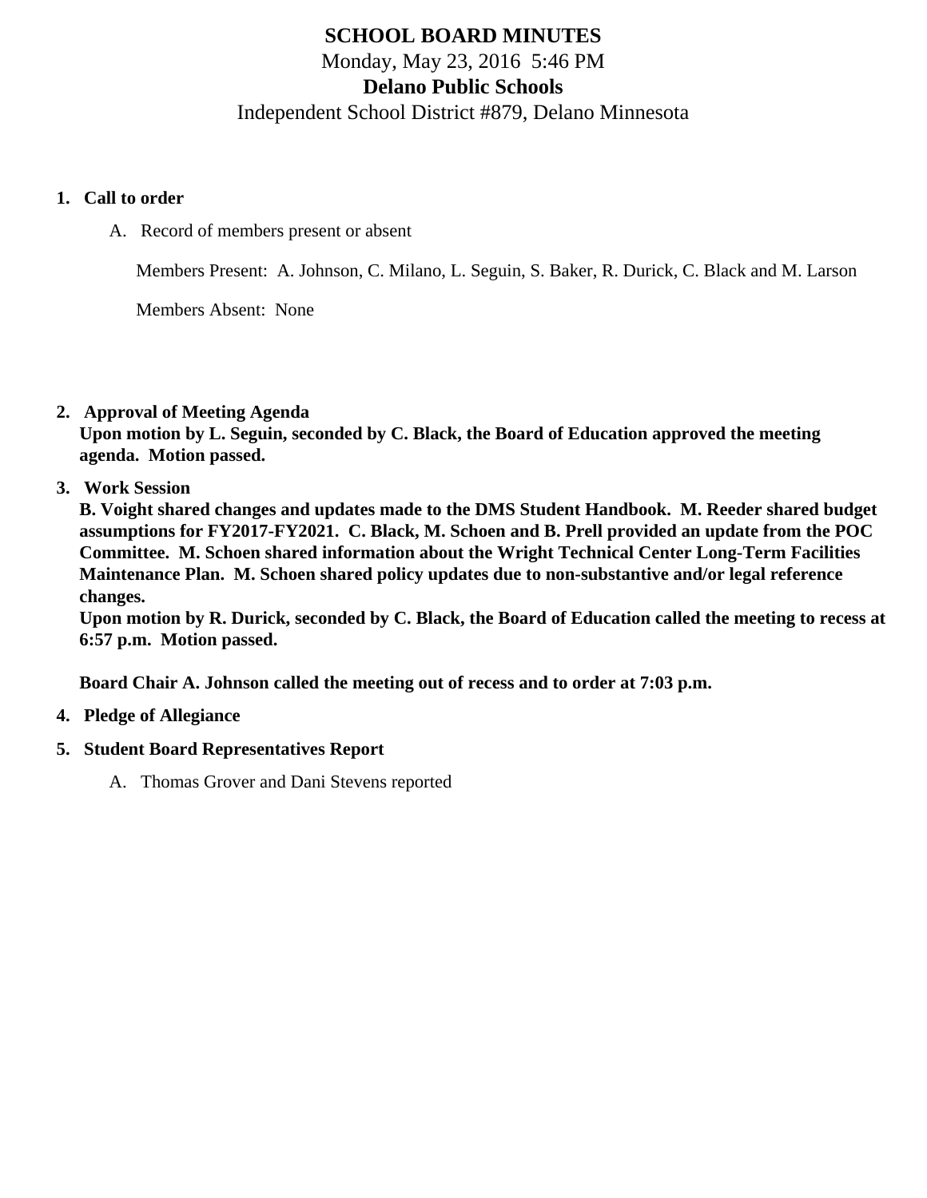# SCHOOL BOARD MINUTES

Monday, May 23, 2016 5:46 PM

**Delano Public Schools**

Independent School District #879, Delano Minnesota

1. **Call to order**

   A. Record of members present or absent

   Members Present: A. Johnson, C. Milano, L. Seguin, S. Baker, R. Durick, C. Black and M. Larson

   Members Absent: None

2. **Approval of Meeting Agenda**

   **Upon motion by L. Seguin, seconded by C. Black, the Board of Education approved the meeting agenda. Motion passed.**

3. **Work Session**

   **B. Voight shared changes and updates made to the DMS Student Handbook. M. Reeder shared budget assumptions for FY2017-FY2021. C. Black, M. Schoen and B. Prell provided an update from the POC Committee. M. Schoen shared information about the Wright Technical Center Long-Term Facilities Maintenance Plan. M. Schoen shared policy updates due to non-substantive and/or legal reference changes.**

   **Upon motion by R. Durick, seconded by C. Black, the Board of Education called the meeting to recess at 6:57 p.m. Motion passed.**

   **Board Chair A. Johnson called the meeting out of recess and to order at 7:03 p.m.**

4. **Pledge of Allegiance**

5. **Student Board Representatives Report**

   A. Thomas Grover and Dani Stevens reported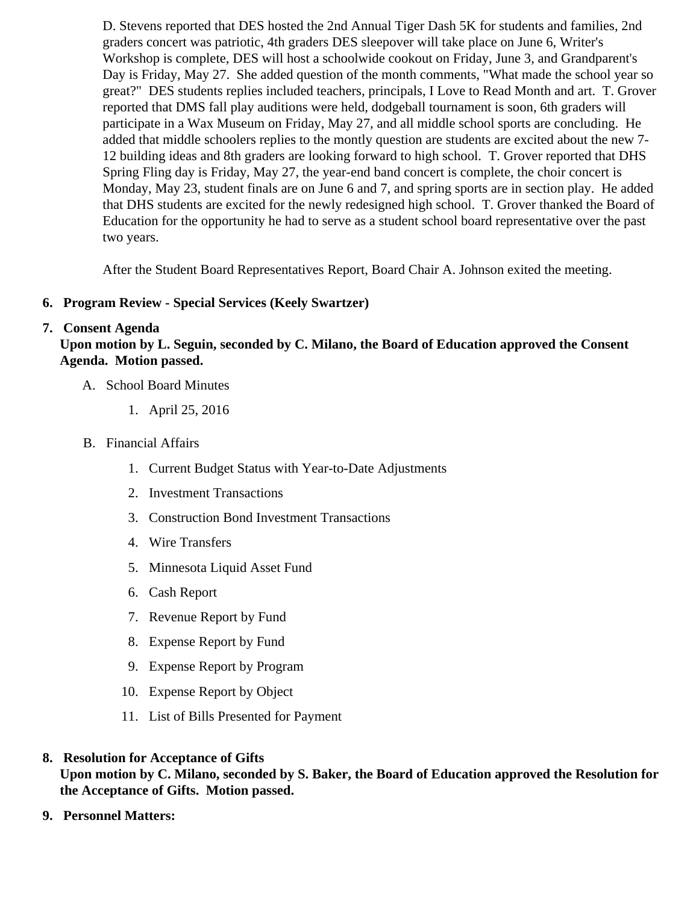D. Stevens reported that DES hosted the 2nd Annual Tiger Dash 5K for students and families, 2nd graders concert was patriotic, 4th graders DES sleepover will take place on June 6, Writer's Workshop is complete, DES will host a schoolwide cookout on Friday, June 3, and Grandparent's Day is Friday, May 27. She added question of the month comments, "What made the school year so great?" DES students replies included teachers, principals, I Love to Read Month and art. T. Grover reported that DMS fall play auditions were held, dodgeball tournament is soon, 6th graders will participate in a Wax Museum on Friday, May 27, and all middle school sports are concluding. He added that middle schoolers replies to the montly question are students are excited about the new 7-12 building ideas and 8th graders are looking forward to high school. T. Grover reported that DHS Spring Fling day is Friday, May 27, the year-end band concert is complete, the choir concert is Monday, May 23, student finals are on June 6 and 7, and spring sports are in section play. He added that DHS students are excited for the newly redesigned high school. T. Grover thanked the Board of Education for the opportunity he had to serve as a student school board representative over the past two years.

After the Student Board Representatives Report, Board Chair A. Johnson exited the meeting.

6. **Program Review - Special Services (Keely Swartzer)**

7. **Consent Agenda**
   **Upon motion by L. Seguin, seconded by C. Milano, the Board of Education approved the Consent Agenda. Motion passed.**

   A. School Board Minutes

      1. April 25, 2016

   B. Financial Affairs

      1. Current Budget Status with Year-to-Date Adjustments
      2. Investment Transactions
      3. Construction Bond Investment Transactions
      4. Wire Transfers
      5. Minnesota Liquid Asset Fund
      6. Cash Report
      7. Revenue Report by Fund
      8. Expense Report by Fund
      9. Expense Report by Program
      10. Expense Report by Object
      11. List of Bills Presented for Payment

8. **Resolution for Acceptance of Gifts**
   **Upon motion by C. Milano, seconded by S. Baker, the Board of Education approved the Resolution for the Acceptance of Gifts. Motion passed.**

9. **Personnel Matters:**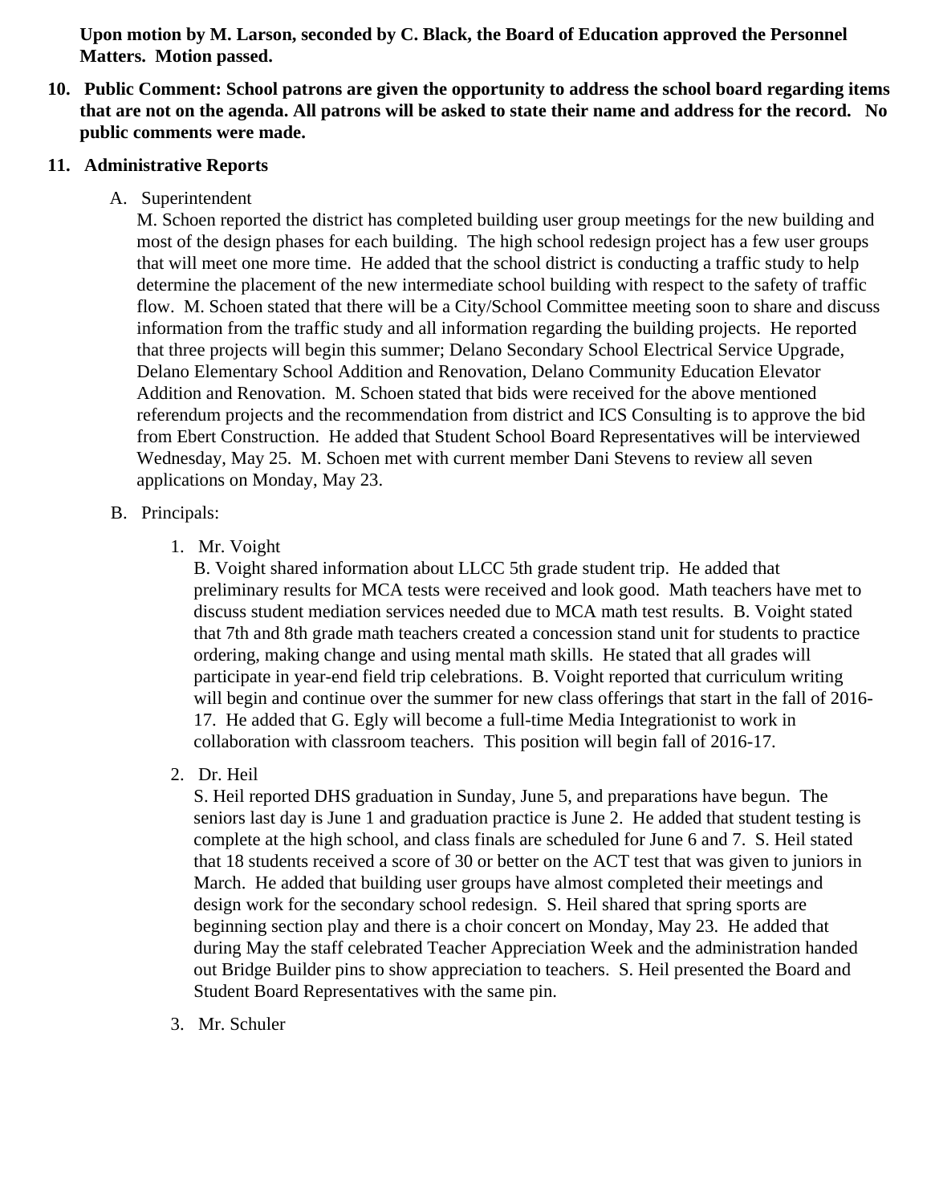**Upon motion by M. Larson, seconded by C. Black, the Board of Education approved the Personnel Matters. Motion passed.**

10. **Public Comment: School patrons are given the opportunity to address the school board regarding items that are not on the agenda. All patrons will be asked to state their name and address for the record. No public comments were made.**

11. **Administrative Reports**

   A. Superintendent

   M. Schoen reported the district has completed building user group meetings for the new building and most of the design phases for each building. The high school redesign project has a few user groups that will meet one more time. He added that the school district is conducting a traffic study to help determine the placement of the new intermediate school building with respect to the safety of traffic flow. M. Schoen stated that there will be a City/School Committee meeting soon to share and discuss information from the traffic study and all information regarding the building projects. He reported that three projects will begin this summer; Delano Secondary School Electrical Service Upgrade, Delano Elementary School Addition and Renovation, Delano Community Education Elevator Addition and Renovation. M. Schoen stated that bids were received for the above mentioned referendum projects and the recommendation from district and ICS Consulting is to approve the bid from Ebert Construction. He added that Student School Board Representatives will be interviewed Wednesday, May 25. M. Schoen met with current member Dani Stevens to review all seven applications on Monday, May 23.

   B. Principals:

      1. Mr. Voight

      B. Voight shared information about LLCC 5th grade student trip. He added that preliminary results for MCA tests were received and look good. Math teachers have met to discuss student mediation services needed due to MCA math test results. B. Voight stated that 7th and 8th grade math teachers created a concession stand unit for students to practice ordering, making change and using mental math skills. He stated that all grades will participate in year-end field trip celebrations. B. Voight reported that curriculum writing will begin and continue over the summer for new class offerings that start in the fall of 2016-17. He added that G. Egly will become a full-time Media Integrationist to work in collaboration with classroom teachers. This position will begin fall of 2016-17.

      2. Dr. Heil

      S. Heil reported DHS graduation in Sunday, June 5, and preparations have begun. The seniors last day is June 1 and graduation practice is June 2. He added that student testing is complete at the high school, and class finals are scheduled for June 6 and 7. S. Heil stated that 18 students received a score of 30 or better on the ACT test that was given to juniors in March. He added that building user groups have almost completed their meetings and design work for the secondary school redesign. S. Heil shared that spring sports are beginning section play and there is a choir concert on Monday, May 23. He added that during May the staff celebrated Teacher Appreciation Week and the administration handed out Bridge Builder pins to show appreciation to teachers. S. Heil presented the Board and Student Board Representatives with the same pin.

      3. Mr. Schuler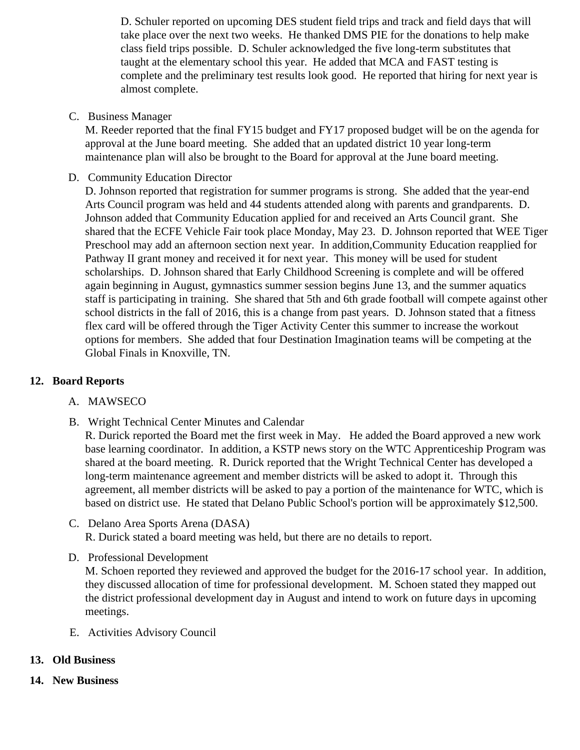D. Schuler reported on upcoming DES student field trips and track and field days that will take place over the next two weeks. He thanked DMS PIE for the donations to help make class field trips possible. D. Schuler acknowledged the five long-term substitutes that taught at the elementary school this year. He added that MCA and FAST testing is complete and the preliminary test results look good. He reported that hiring for next year is almost complete.

C. Business Manager

M. Reeder reported that the final FY15 budget and FY17 proposed budget will be on the agenda for approval at the June board meeting. She added that an updated district 10 year long-term maintenance plan will also be brought to the Board for approval at the June board meeting.

D. Community Education Director

D. Johnson reported that registration for summer programs is strong. She added that the year-end Arts Council program was held and 44 students attended along with parents and grandparents. D. Johnson added that Community Education applied for and received an Arts Council grant. She shared that the ECFE Vehicle Fair took place Monday, May 23. D. Johnson reported that WEE Tiger Preschool may add an afternoon section next year. In addition,Community Education reapplied for Pathway II grant money and received it for next year. This money will be used for student scholarships. D. Johnson shared that Early Childhood Screening is complete and will be offered again beginning in August, gymnastics summer session begins June 13, and the summer aquatics staff is participating in training. She shared that 5th and 6th grade football will compete against other school districts in the fall of 2016, this is a change from past years. D. Johnson stated that a fitness flex card will be offered through the Tiger Activity Center this summer to increase the workout options for members. She added that four Destination Imagination teams will be competing at the Global Finals in Knoxville, TN.

**12. Board Reports**

A. MAWSECO

B. Wright Technical Center Minutes and Calendar

R. Durick reported the Board met the first week in May. He added the Board approved a new work base learning coordinator. In addition, a KSTP news story on the WTC Apprenticeship Program was shared at the board meeting. R. Durick reported that the Wright Technical Center has developed a long-term maintenance agreement and member districts will be asked to adopt it. Through this agreement, all member districts will be asked to pay a portion of the maintenance for WTC, which is based on district use. He stated that Delano Public School's portion will be approximately $12,500.

C. Delano Area Sports Arena (DASA)

R. Durick stated a board meeting was held, but there are no details to report.

D. Professional Development

M. Schoen reported they reviewed and approved the budget for the 2016-17 school year. In addition, they discussed allocation of time for professional development. M. Schoen stated they mapped out the district professional development day in August and intend to work on future days in upcoming meetings.

E. Activities Advisory Council

**13. Old Business**

**14. New Business**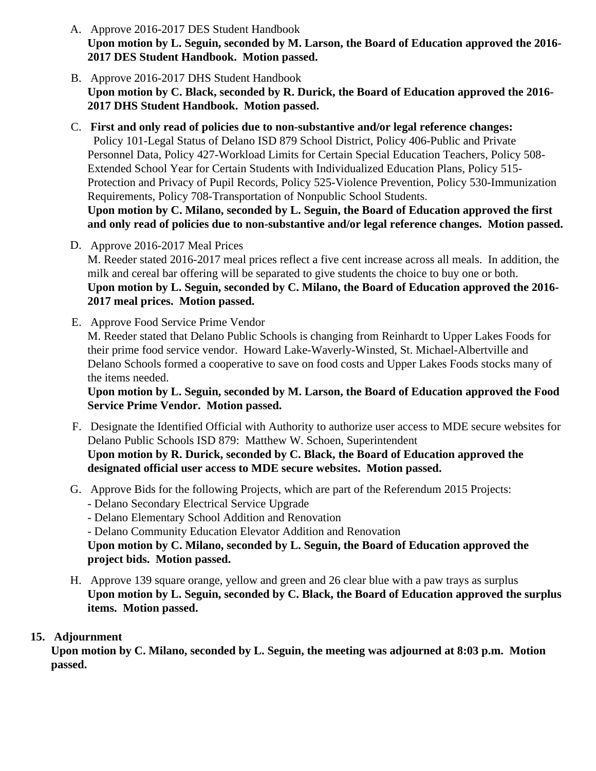A. Approve 2016-2017 DES Student Handbook
**Upon motion by L. Seguin, seconded by M. Larson, the Board of Education approved the 2016-2017 DES Student Handbook. Motion passed.**

B. Approve 2016-2017 DHS Student Handbook
**Upon motion by C. Black, seconded by R. Durick, the Board of Education approved the 2016-2017 DHS Student Handbook. Motion passed.**

C. **First and only read of policies due to non-substantive and/or legal reference changes:**
Policy 101-Legal Status of Delano ISD 879 School District, Policy 406-Public and Private Personnel Data, Policy 427-Workload Limits for Certain Special Education Teachers, Policy 508-Extended School Year for Certain Students with Individualized Education Plans, Policy 515-Protection and Privacy of Pupil Records, Policy 525-Violence Prevention, Policy 530-Immunization Requirements, Policy 708-Transportation of Nonpublic School Students.
**Upon motion by C. Milano, seconded by L. Seguin, the Board of Education approved the first and only read of policies due to non-substantive and/or legal reference changes. Motion passed.**

D. Approve 2016-2017 Meal Prices
M. Reeder stated 2016-2017 meal prices reflect a five cent increase across all meals. In addition, the milk and cereal bar offering will be separated to give students the choice to buy one or both.
**Upon motion by L. Seguin, seconded by C. Milano, the Board of Education approved the 2016-2017 meal prices. Motion passed.**

E. Approve Food Service Prime Vendor
M. Reeder stated that Delano Public Schools is changing from Reinhardt to Upper Lakes Foods for their prime food service vendor. Howard Lake-Waverly-Winsted, St. Michael-Albertville and Delano Schools formed a cooperative to save on food costs and Upper Lakes Foods stocks many of the items needed.
**Upon motion by L. Seguin, seconded by M. Larson, the Board of Education approved the Food Service Prime Vendor. Motion passed.**

F. Designate the Identified Official with Authority to authorize user access to MDE secure websites for Delano Public Schools ISD 879: Matthew W. Schoen, Superintendent
**Upon motion by R. Durick, seconded by C. Black, the Board of Education approved the designated official user access to MDE secure websites. Motion passed.**

G. Approve Bids for the following Projects, which are part of the Referendum 2015 Projects:
- Delano Secondary Electrical Service Upgrade
- Delano Elementary School Addition and Renovation
- Delano Community Education Elevator Addition and Renovation

**Upon motion by C. Milano, seconded by L. Seguin, the Board of Education approved the project bids. Motion passed.**

H. Approve 139 square orange, yellow and green and 26 clear blue with a paw trays as surplus
**Upon motion by L. Seguin, seconded by C. Black, the Board of Education approved the surplus items. Motion passed.**

## 15. Adjournment

**Upon motion by C. Milano, seconded by L. Seguin, the meeting was adjourned at 8:03 p.m. Motion passed.**